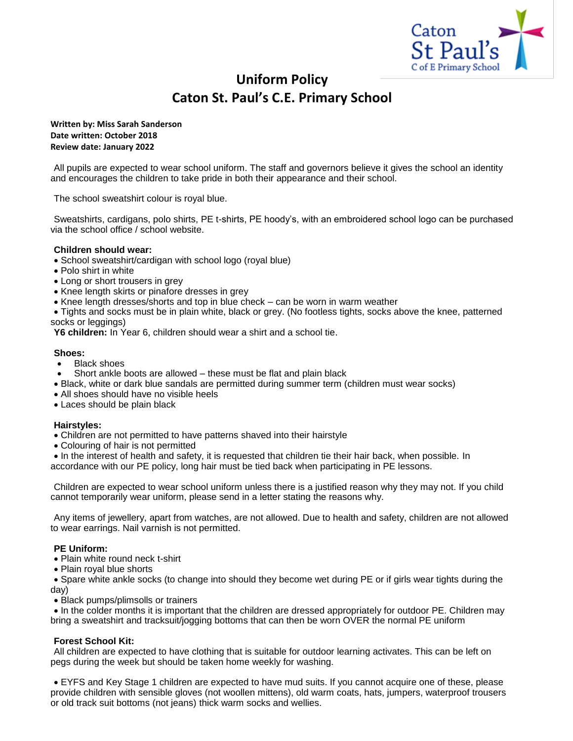# Uniform Policy
# Caton St. Paul's C.E. Primary School

**Written by: Miss Sarah Sanderson**
**Date written: October 2018**
**Review date: January 2022**

All pupils are expected to wear school uniform. The staff and governors believe it gives the school an identity and encourages the children to take pride in both their appearance and their school.

The school sweatshirt colour is royal blue.

Sweatshirts, cardigans, polo shirts, PE t-shirts, PE hoody's, with an embroidered school logo can be purchased via the school office / school website.

**Children should wear:**

- School sweatshirt/cardigan with school logo (royal blue)
- Polo shirt in white
- Long or short trousers in grey
- Knee length skirts or pinafore dresses in grey
- Knee length dresses/shorts and top in blue check – can be worn in warm weather
- Tights and socks must be in plain white, black or grey. (No footless tights, socks above the knee, patterned socks or leggings)

**Y6 children:** In Year 6, children should wear a shirt and a school tie.

**Shoes:**

- Black shoes
- Short ankle boots are allowed – these must be flat and plain black
- Black, white or dark blue sandals are permitted during summer term (children must wear socks)
- All shoes should have no visible heels
- Laces should be plain black

**Hairstyles:**

- Children are not permitted to have patterns shaved into their hairstyle
- Colouring of hair is not permitted
- In the interest of health and safety, it is requested that children tie their hair back, when possible. In accordance with our PE policy, long hair must be tied back when participating in PE lessons.

Children are expected to wear school uniform unless there is a justified reason why they may not. If you child cannot temporarily wear uniform, please send in a letter stating the reasons why.

Any items of jewellery, apart from watches, are not allowed. Due to health and safety, children are not allowed to wear earrings. Nail varnish is not permitted.

**PE Uniform:**

- Plain white round neck t-shirt
- Plain royal blue shorts
- Spare white ankle socks (to change into should they become wet during PE or if girls wear tights during the day)
- Black pumps/plimsolls or trainers
- In the colder months it is important that the children are dressed appropriately for outdoor PE. Children may bring a sweatshirt and tracksuit/jogging bottoms that can then be worn OVER the normal PE uniform

**Forest School Kit:**

All children are expected to have clothing that is suitable for outdoor learning activates. This can be left on pegs during the week but should be taken home weekly for washing.

- EYFS and Key Stage 1 children are expected to have mud suits. If you cannot acquire one of these, please provide children with sensible gloves (not woollen mittens), old warm coats, hats, jumpers, waterproof trousers or old track suit bottoms (not jeans) thick warm socks and wellies.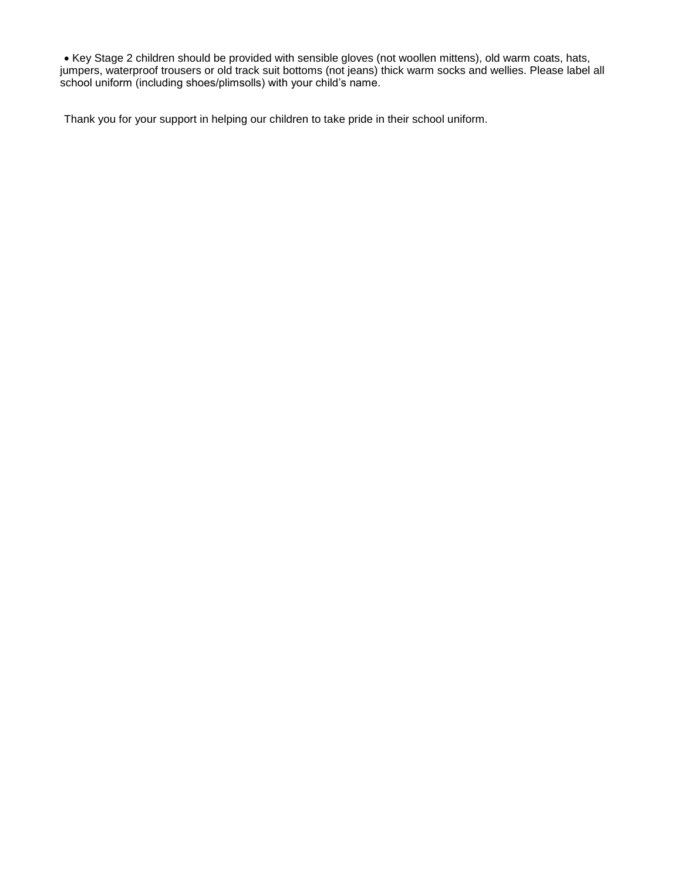- Key Stage 2 children should be provided with sensible gloves (not woollen mittens), old warm coats, hats, jumpers, waterproof trousers or old track suit bottoms (not jeans) thick warm socks and wellies. Please label all school uniform (including shoes/plimsolls) with your child's name.

Thank you for your support in helping our children to take pride in their school uniform.